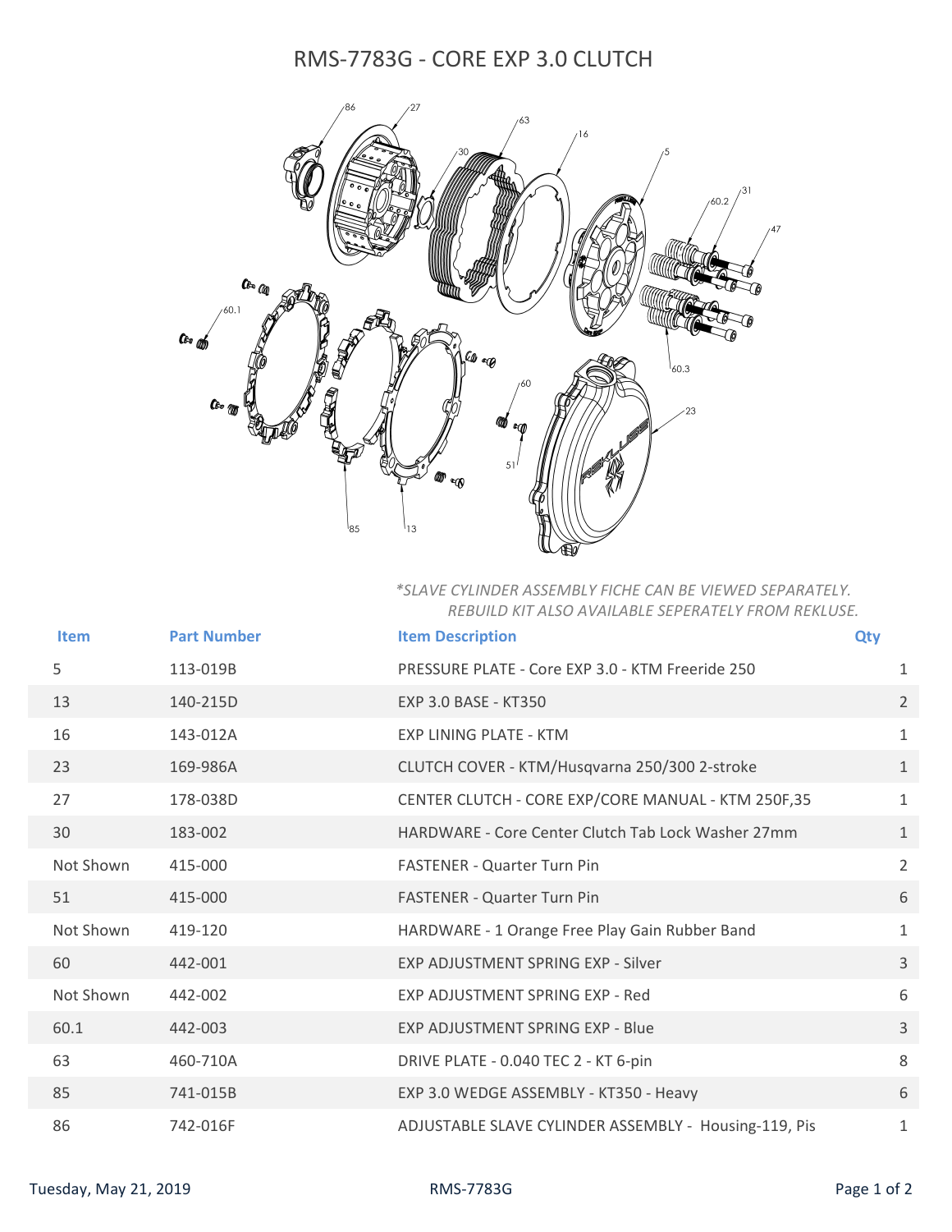# RMS-7783G - CORE EXP 3.0 CLUTCH

*\*SLAVE CYLINDER ASSEMBLY FICHE CAN BE VIEWED SEPARATELY. REBUILD KIT ALSO AVAILABLE SEPERATELY FROM REKLUSE.*

| Item | Part Number | Item Description | Qty |
| --- | --- | --- | --- |
| 5 | 113-019B | PRESSURE PLATE - Core EXP 3.0 - KTM Freeride 250 | 1 |
| 13 | 140-215D | EXP 3.0 BASE - KT350 | 2 |
| 16 | 143-012A | EXP LINING PLATE - KTM | 1 |
| 23 | 169-986A | CLUTCH COVER - KTM/Husqvarna 250/300 2-stroke | 1 |
| 27 | 178-038D | CENTER CLUTCH - CORE EXP/CORE MANUAL - KTM 250F,35 | 1 |
| 30 | 183-002 | HARDWARE - Core Center Clutch Tab Lock Washer 27mm | 1 |
| Not Shown | 415-000 | FASTENER - Quarter Turn Pin | 2 |
| 51 | 415-000 | FASTENER - Quarter Turn Pin | 6 |
| Not Shown | 419-120 | HARDWARE - 1 Orange Free Play Gain Rubber Band | 1 |
| 60 | 442-001 | EXP ADJUSTMENT SPRING EXP - Silver | 3 |
| Not Shown | 442-002 | EXP ADJUSTMENT SPRING EXP - Red | 6 |
| 60.1 | 442-003 | EXP ADJUSTMENT SPRING EXP - Blue | 3 |
| 63 | 460-710A | DRIVE PLATE - 0.040 TEC 2 - KT 6-pin | 8 |
| 85 | 741-015B | EXP 3.0 WEDGE ASSEMBLY - KT350 - Heavy | 6 |
| 86 | 742-016F | ADJUSTABLE SLAVE CYLINDER ASSEMBLY - Housing-119, Pis | 1 |

Tuesday, May 21, 2019 RMS-7783G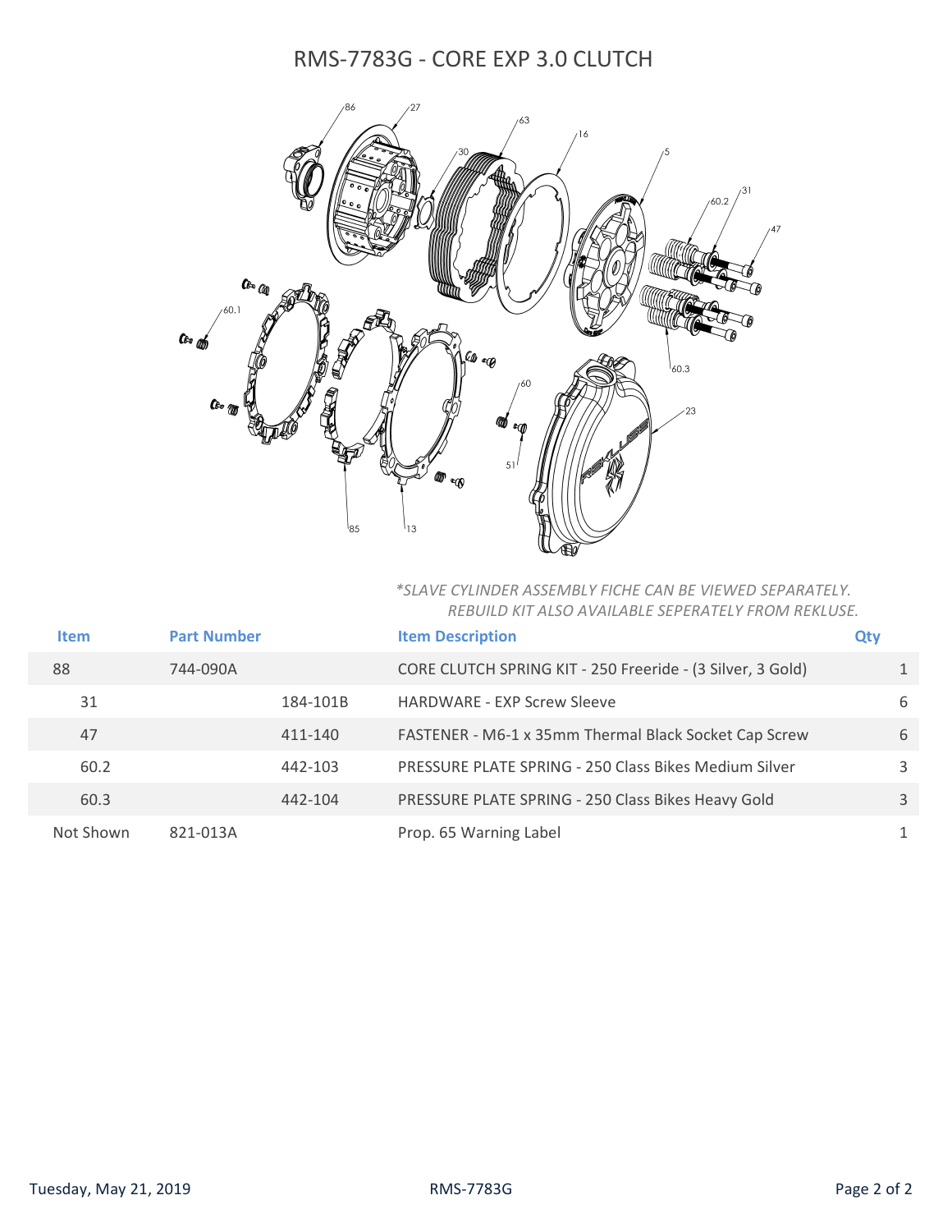# RMS-7783G - CORE EXP 3.0 CLUTCH

*\*SLAVE CYLINDER ASSEMBLY FICHE CAN BE VIEWED SEPARATELY.*
*REBUILD KIT ALSO AVAILABLE SEPERATELY FROM REKLUSE.*

| Item | Part Number | | Item Description | Qty |
|---|---|---|---|---|
| 88 | 744-090A | | CORE CLUTCH SPRING KIT - 250 Freeride - (3 Silver, 3 Gold) | 1 |
| 31 | | 184-101B | HARDWARE - EXP Screw Sleeve | 6 |
| 47 | | 411-140 | FASTENER - M6-1 x 35mm Thermal Black Socket Cap Screw | 6 |
| 60.2 | | 442-103 | PRESSURE PLATE SPRING - 250 Class Bikes Medium Silver | 3 |
| 60.3 | | 442-104 | PRESSURE PLATE SPRING - 250 Class Bikes Heavy Gold | 3 |
| Not Shown | 821-013A | | Prop. 65 Warning Label | 1 |